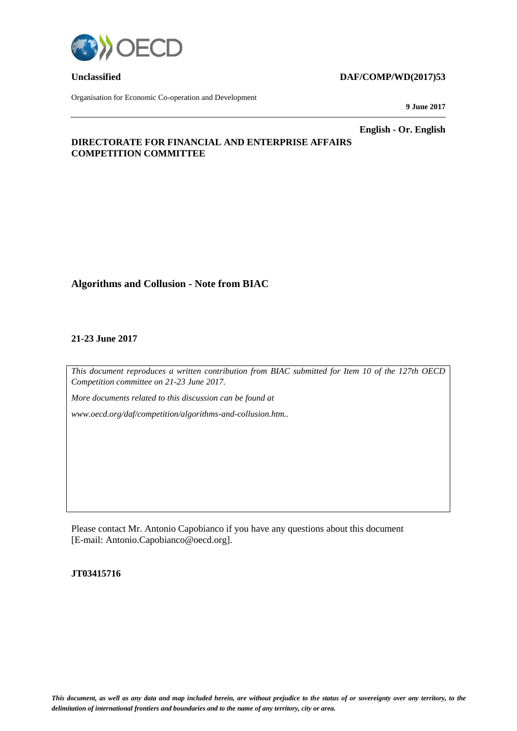**Unclassified** **DAF/COMP/WD(2017)53**

Organisation for Economic Co-operation and Development

**9 June 2017**

**English - Or. English**

**DIRECTORATE FOR FINANCIAL AND ENTERPRISE AFFAIRS**
**COMPETITION COMMITTEE**

# Algorithms and Collusion - Note from BIAC

**21-23 June 2017**

*This document reproduces a written contribution from BIAC submitted for Item 10 of the 127th OECD Competition committee on 21-23 June 2017.*

*More documents related to this discussion can be found at*

*www.oecd.org/daf/competition/algorithms-and-collusion.htm..*

Please contact Mr. Antonio Capobianco if you have any questions about this document [E-mail: Antonio.Capobianco@oecd.org].

**JT03415716**

*This document, as well as any data and map included herein, are without prejudice to the status of or sovereignty over any territory, to the delimitation of international frontiers and boundaries and to the name of any territory, city or area.*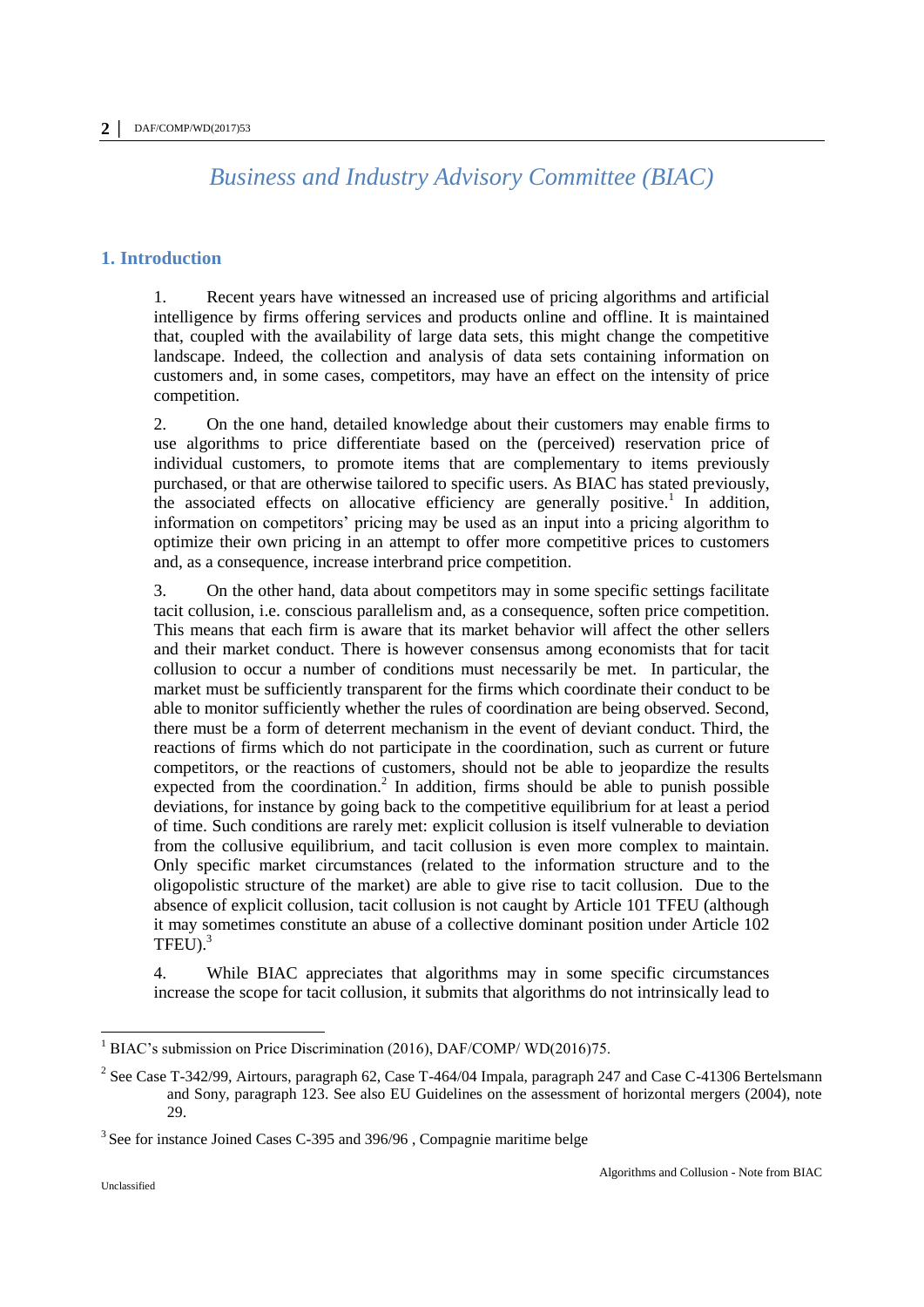# *Business and Industry Advisory Committee (BIAC)*

## 1. Introduction

1. Recent years have witnessed an increased use of pricing algorithms and artificial intelligence by firms offering services and products online and offline. It is maintained that, coupled with the availability of large data sets, this might change the competitive landscape. Indeed, the collection and analysis of data sets containing information on customers and, in some cases, competitors, may have an effect on the intensity of price competition.

2. On the one hand, detailed knowledge about their customers may enable firms to use algorithms to price differentiate based on the (perceived) reservation price of individual customers, to promote items that are complementary to items previously purchased, or that are otherwise tailored to specific users. As BIAC has stated previously, the associated effects on allocative efficiency are generally positive.[1] In addition, information on competitors' pricing may be used as an input into a pricing algorithm to optimize their own pricing in an attempt to offer more competitive prices to customers and, as a consequence, increase interbrand price competition.

3. On the other hand, data about competitors may in some specific settings facilitate tacit collusion, i.e. conscious parallelism and, as a consequence, soften price competition. This means that each firm is aware that its market behavior will affect the other sellers and their market conduct. There is however consensus among economists that for tacit collusion to occur a number of conditions must necessarily be met. In particular, the market must be sufficiently transparent for the firms which coordinate their conduct to be able to monitor sufficiently whether the rules of coordination are being observed. Second, there must be a form of deterrent mechanism in the event of deviant conduct. Third, the reactions of firms which do not participate in the coordination, such as current or future competitors, or the reactions of customers, should not be able to jeopardize the results expected from the coordination.[2] In addition, firms should be able to punish possible deviations, for instance by going back to the competitive equilibrium for at least a period of time. Such conditions are rarely met: explicit collusion is itself vulnerable to deviation from the collusive equilibrium, and tacit collusion is even more complex to maintain. Only specific market circumstances (related to the information structure and to the oligopolistic structure of the market) are able to give rise to tacit collusion. Due to the absence of explicit collusion, tacit collusion is not caught by Article 101 TFEU (although it may sometimes constitute an abuse of a collective dominant position under Article 102 TFEU).[3]

4. While BIAC appreciates that algorithms may in some specific circumstances increase the scope for tacit collusion, it submits that algorithms do not intrinsically lead to

---

[1] BIAC's submission on Price Discrimination (2016), DAF/COMP/ WD(2016)75.

[2] See Case T-342/99, Airtours, paragraph 62, Case T-464/04 Impala, paragraph 247 and Case C-41306 Bertelsmann and Sony, paragraph 123. See also EU Guidelines on the assessment of horizontal mergers (2004), note 29.

[3] See for instance Joined Cases C-395 and 396/96 , Compagnie maritime belge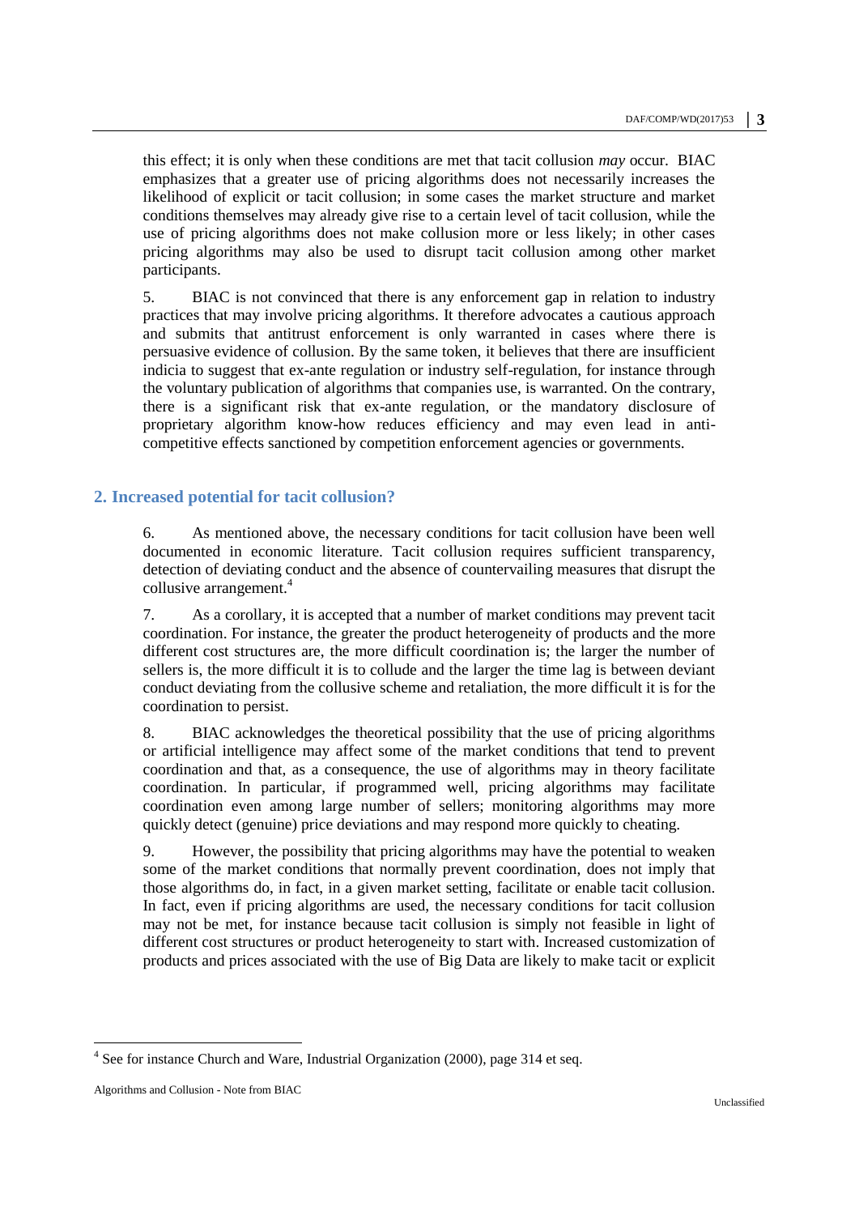this effect; it is only when these conditions are met that tacit collusion *may* occur. BIAC emphasizes that a greater use of pricing algorithms does not necessarily increases the likelihood of explicit or tacit collusion; in some cases the market structure and market conditions themselves may already give rise to a certain level of tacit collusion, while the use of pricing algorithms does not make collusion more or less likely; in other cases pricing algorithms may also be used to disrupt tacit collusion among other market participants.

5. BIAC is not convinced that there is any enforcement gap in relation to industry practices that may involve pricing algorithms. It therefore advocates a cautious approach and submits that antitrust enforcement is only warranted in cases where there is persuasive evidence of collusion. By the same token, it believes that there are insufficient indicia to suggest that ex-ante regulation or industry self-regulation, for instance through the voluntary publication of algorithms that companies use, is warranted. On the contrary, there is a significant risk that ex-ante regulation, or the mandatory disclosure of proprietary algorithm know-how reduces efficiency and may even lead in anti-competitive effects sanctioned by competition enforcement agencies or governments.

## 2. Increased potential for tacit collusion?

6. As mentioned above, the necessary conditions for tacit collusion have been well documented in economic literature. Tacit collusion requires sufficient transparency, detection of deviating conduct and the absence of countervailing measures that disrupt the collusive arrangement.[4]

7. As a corollary, it is accepted that a number of market conditions may prevent tacit coordination. For instance, the greater the product heterogeneity of products and the more different cost structures are, the more difficult coordination is; the larger the number of sellers is, the more difficult it is to collude and the larger the time lag is between deviant conduct deviating from the collusive scheme and retaliation, the more difficult it is for the coordination to persist.

8. BIAC acknowledges the theoretical possibility that the use of pricing algorithms or artificial intelligence may affect some of the market conditions that tend to prevent coordination and that, as a consequence, the use of algorithms may in theory facilitate coordination. In particular, if programmed well, pricing algorithms may facilitate coordination even among large number of sellers; monitoring algorithms may more quickly detect (genuine) price deviations and may respond more quickly to cheating.

9. However, the possibility that pricing algorithms may have the potential to weaken some of the market conditions that normally prevent coordination, does not imply that those algorithms do, in fact, in a given market setting, facilitate or enable tacit collusion. In fact, even if pricing algorithms are used, the necessary conditions for tacit collusion may not be met, for instance because tacit collusion is simply not feasible in light of different cost structures or product heterogeneity to start with. Increased customization of products and prices associated with the use of Big Data are likely to make tacit or explicit

[4] See for instance Church and Ware, Industrial Organization (2000), page 314 et seq.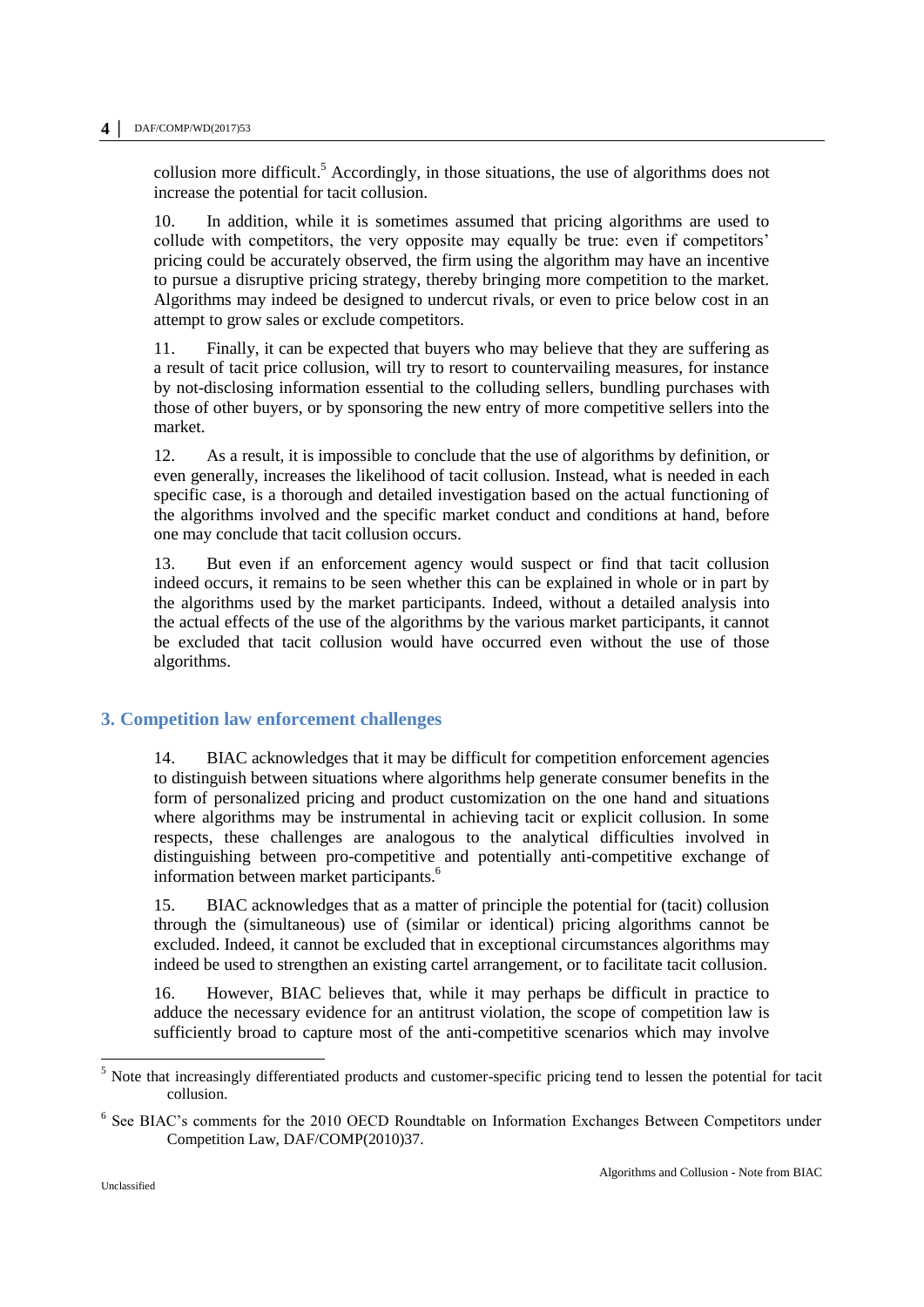collusion more difficult.[5] Accordingly, in those situations, the use of algorithms does not increase the potential for tacit collusion.

10. In addition, while it is sometimes assumed that pricing algorithms are used to collude with competitors, the very opposite may equally be true: even if competitors' pricing could be accurately observed, the firm using the algorithm may have an incentive to pursue a disruptive pricing strategy, thereby bringing more competition to the market. Algorithms may indeed be designed to undercut rivals, or even to price below cost in an attempt to grow sales or exclude competitors.

11. Finally, it can be expected that buyers who may believe that they are suffering as a result of tacit price collusion, will try to resort to countervailing measures, for instance by not-disclosing information essential to the colluding sellers, bundling purchases with those of other buyers, or by sponsoring the new entry of more competitive sellers into the market.

12. As a result, it is impossible to conclude that the use of algorithms by definition, or even generally, increases the likelihood of tacit collusion. Instead, what is needed in each specific case, is a thorough and detailed investigation based on the actual functioning of the algorithms involved and the specific market conduct and conditions at hand, before one may conclude that tacit collusion occurs.

13. But even if an enforcement agency would suspect or find that tacit collusion indeed occurs, it remains to be seen whether this can be explained in whole or in part by the algorithms used by the market participants. Indeed, without a detailed analysis into the actual effects of the use of the algorithms by the various market participants, it cannot be excluded that tacit collusion would have occurred even without the use of those algorithms.

## 3. Competition law enforcement challenges

14. BIAC acknowledges that it may be difficult for competition enforcement agencies to distinguish between situations where algorithms help generate consumer benefits in the form of personalized pricing and product customization on the one hand and situations where algorithms may be instrumental in achieving tacit or explicit collusion. In some respects, these challenges are analogous to the analytical difficulties involved in distinguishing between pro-competitive and potentially anti-competitive exchange of information between market participants.[6]

15. BIAC acknowledges that as a matter of principle the potential for (tacit) collusion through the (simultaneous) use of (similar or identical) pricing algorithms cannot be excluded. Indeed, it cannot be excluded that in exceptional circumstances algorithms may indeed be used to strengthen an existing cartel arrangement, or to facilitate tacit collusion.

16. However, BIAC believes that, while it may perhaps be difficult in practice to adduce the necessary evidence for an antitrust violation, the scope of competition law is sufficiently broad to capture most of the anti-competitive scenarios which may involve

---

[5] Note that increasingly differentiated products and customer-specific pricing tend to lessen the potential for tacit collusion.

[6] See BIAC's comments for the 2010 OECD Roundtable on Information Exchanges Between Competitors under Competition Law, DAF/COMP(2010)37.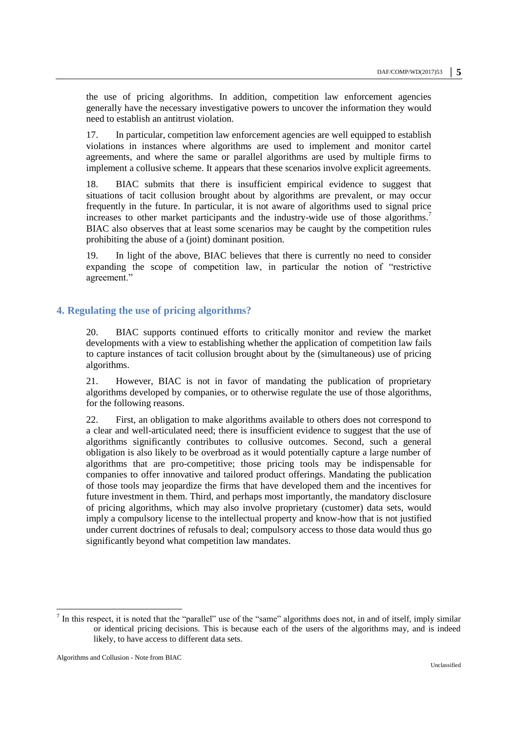the use of pricing algorithms. In addition, competition law enforcement agencies generally have the necessary investigative powers to uncover the information they would need to establish an antitrust violation.

17. In particular, competition law enforcement agencies are well equipped to establish violations in instances where algorithms are used to implement and monitor cartel agreements, and where the same or parallel algorithms are used by multiple firms to implement a collusive scheme. It appears that these scenarios involve explicit agreements.

18. BIAC submits that there is insufficient empirical evidence to suggest that situations of tacit collusion brought about by algorithms are prevalent, or may occur frequently in the future. In particular, it is not aware of algorithms used to signal price increases to other market participants and the industry-wide use of those algorithms.[7] BIAC also observes that at least some scenarios may be caught by the competition rules prohibiting the abuse of a (joint) dominant position.

19. In light of the above, BIAC believes that there is currently no need to consider expanding the scope of competition law, in particular the notion of "restrictive agreement."

## 4. Regulating the use of pricing algorithms?

20. BIAC supports continued efforts to critically monitor and review the market developments with a view to establishing whether the application of competition law fails to capture instances of tacit collusion brought about by the (simultaneous) use of pricing algorithms.

21. However, BIAC is not in favor of mandating the publication of proprietary algorithms developed by companies, or to otherwise regulate the use of those algorithms, for the following reasons.

22. First, an obligation to make algorithms available to others does not correspond to a clear and well-articulated need; there is insufficient evidence to suggest that the use of algorithms significantly contributes to collusive outcomes. Second, such a general obligation is also likely to be overbroad as it would potentially capture a large number of algorithms that are pro-competitive; those pricing tools may be indispensable for companies to offer innovative and tailored product offerings. Mandating the publication of those tools may jeopardize the firms that have developed them and the incentives for future investment in them. Third, and perhaps most importantly, the mandatory disclosure of pricing algorithms, which may also involve proprietary (customer) data sets, would imply a compulsory license to the intellectual property and know-how that is not justified under current doctrines of refusals to deal; compulsory access to those data would thus go significantly beyond what competition law mandates.

---

[7] In this respect, it is noted that the "parallel" use of the "same" algorithms does not, in and of itself, imply similar or identical pricing decisions. This is because each of the users of the algorithms may, and is indeed likely, to have access to different data sets.